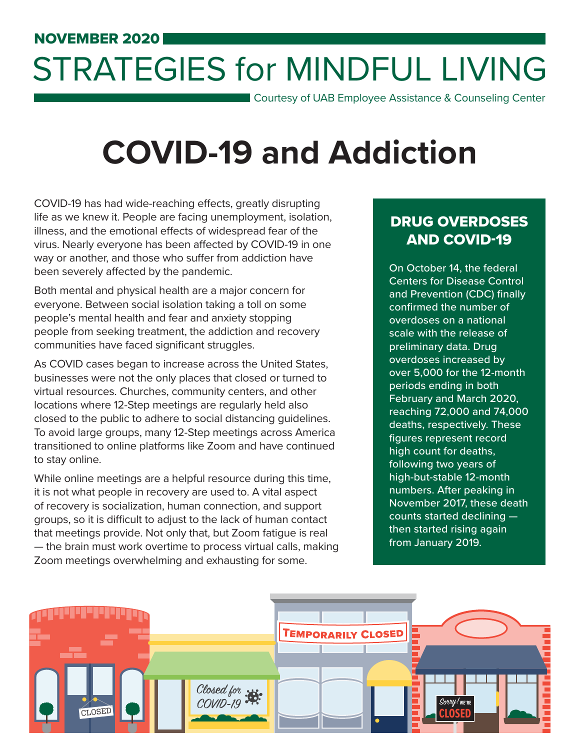NOVEMBER 2020

# STRATEGIES for MINDFUL LIVING

Courtesy of UAB Employee Assistance & Counseling Center

# COVID-19 and Addiction

COVID-19 has had wide-reaching effects, greatly disrupting life as we knew it. People are facing unemployment, isolation, illness, and the emotional effects of widespread fear of the virus. Nearly everyone has been affected by COVID-19 in one way or another, and those who suffer from addiction have been severely affected by the pandemic.

Both mental and physical health are a major concern for everyone. Between social isolation taking a toll on some people's mental health and fear and anxiety stopping people from seeking treatment, the addiction and recovery communities have faced significant struggles.

As COVID cases began to increase across the United States, businesses were not the only places that closed or turned to virtual resources. Churches, community centers, and other locations where 12-Step meetings are regularly held also closed to the public to adhere to social distancing guidelines. To avoid large groups, many 12-Step meetings across America transitioned to online platforms like Zoom and have continued to stay online.

While online meetings are a helpful resource during this time, it is not what people in recovery are used to. A vital aspect of recovery is socialization, human connection, and support groups, so it is difficult to adjust to the lack of human contact that meetings provide. Not only that, but Zoom fatigue is real — the brain must work overtime to process virtual calls, making Zoom meetings overwhelming and exhausting for some.

## DRUG OVERDOSES AND COVID-19

On October 14, the federal Centers for Disease Control and Prevention (CDC) finally confirmed the number of overdoses on a national scale with the release of preliminary data. Drug overdoses increased by over 5,000 for the 12-month periods ending in both February and March 2020, reaching 72,000 and 74,000 deaths, respectively. These figures represent record high count for deaths, following two years of high-but-stable 12-month numbers. After peaking in November 2017, these death counts started declining — then started rising again from January 2019.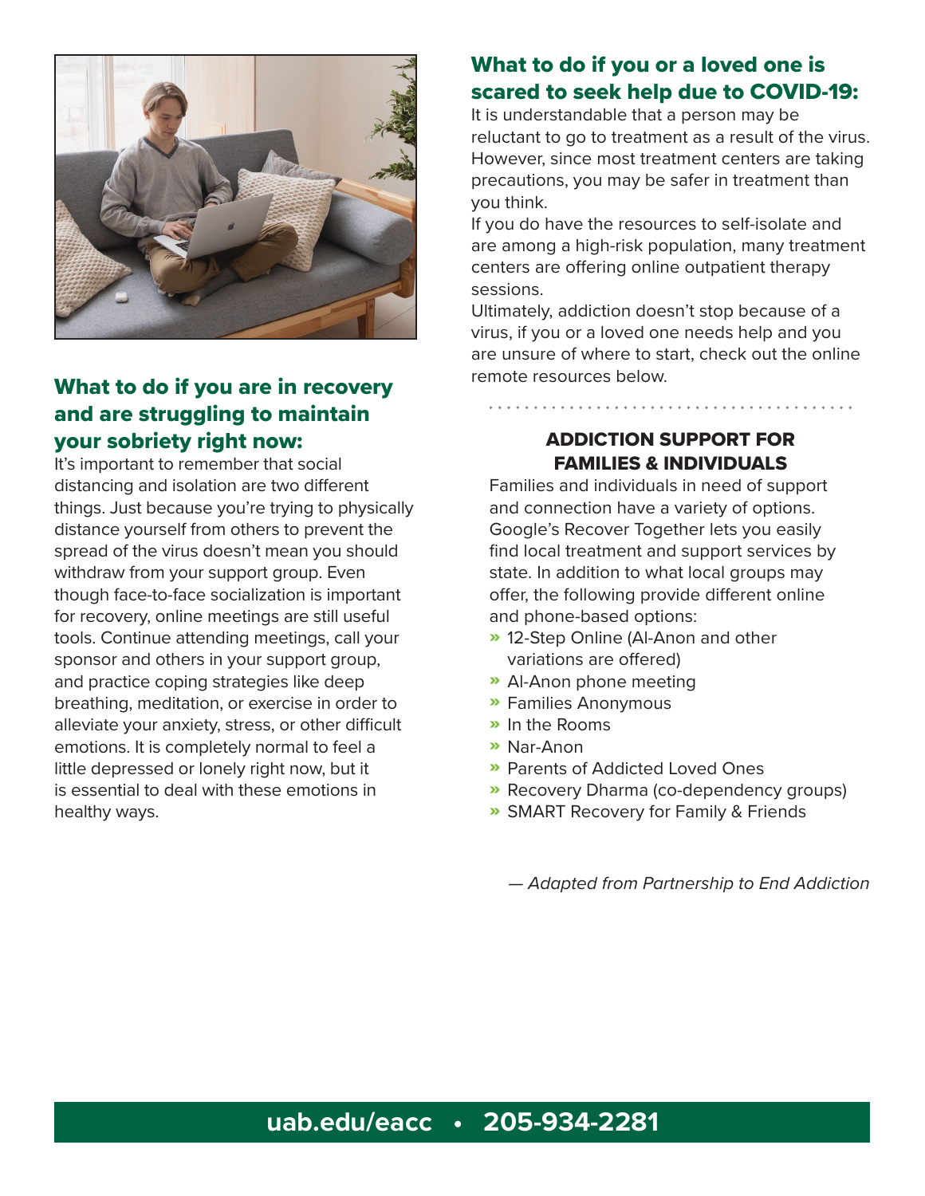## What to do if you are in recovery and are struggling to maintain your sobriety right now:

It's important to remember that social distancing and isolation are two different things. Just because you're trying to physically distance yourself from others to prevent the spread of the virus doesn't mean you should withdraw from your support group. Even though face-to-face socialization is important for recovery, online meetings are still useful tools. Continue attending meetings, call your sponsor and others in your support group, and practice coping strategies like deep breathing, meditation, or exercise in order to alleviate your anxiety, stress, or other difficult emotions. It is completely normal to feel a little depressed or lonely right now, but it is essential to deal with these emotions in healthy ways.

## What to do if you or a loved one is scared to seek help due to COVID-19:

It is understandable that a person may be reluctant to go to treatment as a result of the virus. However, since most treatment centers are taking precautions, you may be safer in treatment than you think.

If you do have the resources to self-isolate and are among a high-risk population, many treatment centers are offering online outpatient therapy sessions.

Ultimately, addiction doesn't stop because of a virus, if you or a loved one needs help and you are unsure of where to start, check out the online remote resources below.

### ADDICTION SUPPORT FOR FAMILIES & INDIVIDUALS

Families and individuals in need of support and connection have a variety of options. Google's Recover Together lets you easily find local treatment and support services by state. In addition to what local groups may offer, the following provide different online and phone-based options:

- 12-Step Online (Al-Anon and other variations are offered)
- Al-Anon phone meeting
- Families Anonymous
- In the Rooms
- Nar-Anon
- Parents of Addicted Loved Ones
- Recovery Dharma (co-dependency groups)
- SMART Recovery for Family & Friends

*— Adapted from Partnership to End Addiction*

**uab.edu/eacc • 205-934-2281**